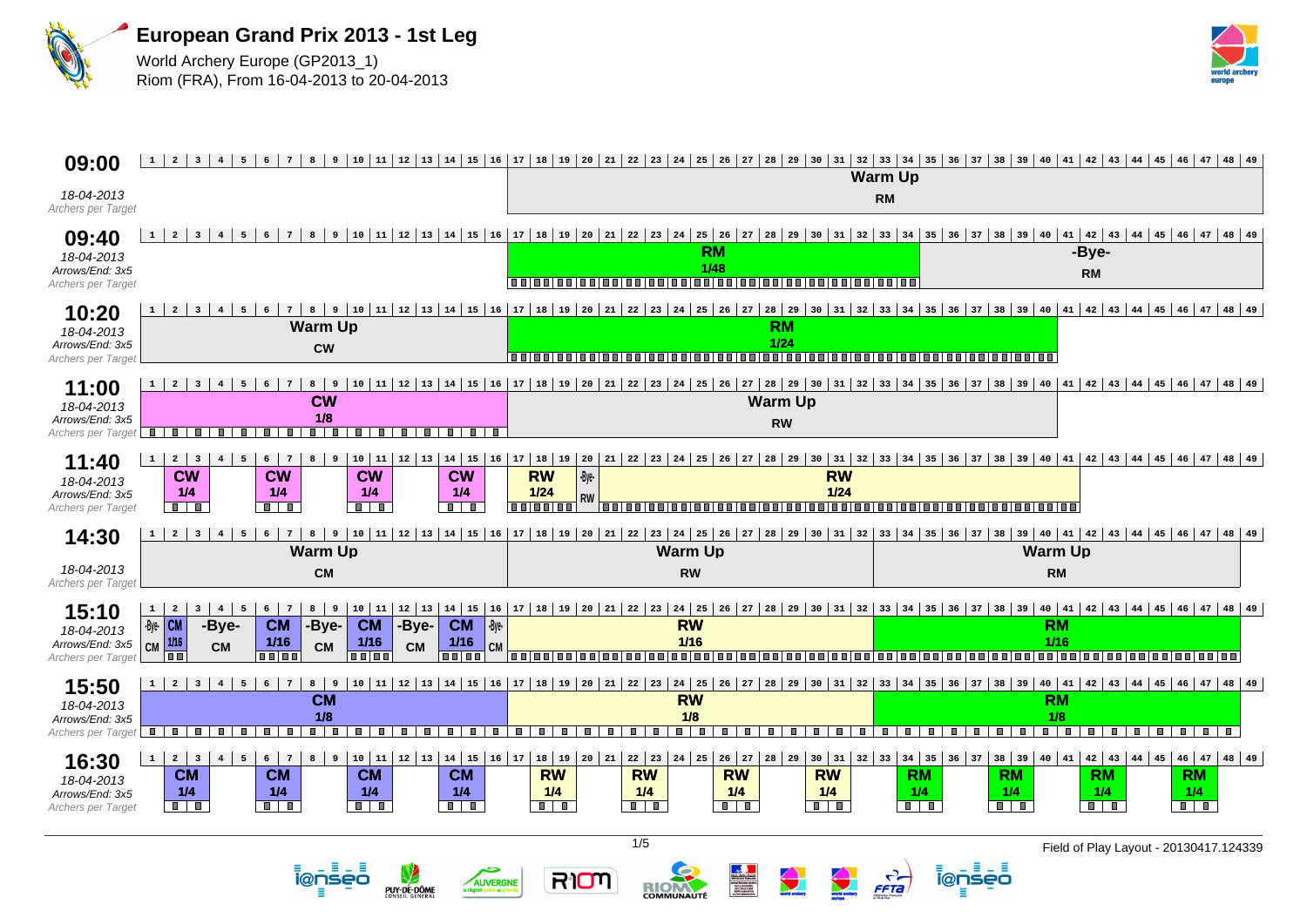# European Grand Prix 2013 - 1st Leg

World Archery Europe (GP2013_1)
Riom (FRA), From 16-04-2013 to 20-04-2013

| Time | Date / Info | Targets 1–16 | Targets 17–32 | Targets 33–49 |
|---|---|---|---|---|
| 09:00 | 18-04-2013, Archers per Target | | Warm Up RM (targets 17–49) | |
| 09:40 | 18-04-2013, Arrows/End: 3x5, Archers per Target | | RM 1/48 (targets 17–34) | -Bye- RM (targets 35–49) |
| 10:20 | 18-04-2013, Arrows/End: 3x5, Archers per Target | Warm Up CW | RM 1/24 (targets 17–40) | |
| 11:00 | 18-04-2013, Arrows/End: 3x5, Archers per Target | CW 1/8 | Warm Up RW (targets 17–40) | |
| 11:40 | 18-04-2013, Arrows/End: 3x5, Archers per Target | CW 1/4 (targets 2–3); CW 1/4 (targets 6–7); CW 1/4 (targets 10–11); CW 1/4 (targets 14–15) | RW 1/24 (targets 17–19); -Bye- RW (target 20); RW 1/24 (targets 21–41) | |
| 14:30 | 18-04-2013, Archers per Target | Warm Up CM | Warm Up RW | Warm Up RM |
| 15:10 | 18-04-2013, Arrows/End: 3x5, Archers per Target | -Bye- CM (target 1); CM 1/16 (target 2); -Bye- CM (targets 3–5); CM 1/16 (targets 6–7); -Bye- CM (target 8); CM 1/16 (targets 9–10); -Bye- CM (targets 11–13); CM 1/16 (targets 14–15); -Bye- CM (target 16) | RW 1/16 | RM 1/16 |
| 15:50 | 18-04-2013, Arrows/End: 3x5, Archers per Target | CM 1/8 | RW 1/8 | RM 1/8 |
| 16:30 | 18-04-2013, Arrows/End: 3x5, Archers per Target | CM 1/4 (targets 2–3); CM 1/4 (targets 6–7); CM 1/4 (targets 10–11); CM 1/4 (targets 14–15) | RW 1/4 (targets 18–19); RW 1/4 (targets 22–23); RW 1/4 (targets 26–27); RW 1/4 (targets 30–31) | RM 1/4 (targets 34–35); RM 1/4 (targets 38–39); RM 1/4 (targets 42–43); RM 1/4 (targets 46–47) |

Field of Play Layout - 20130417.124339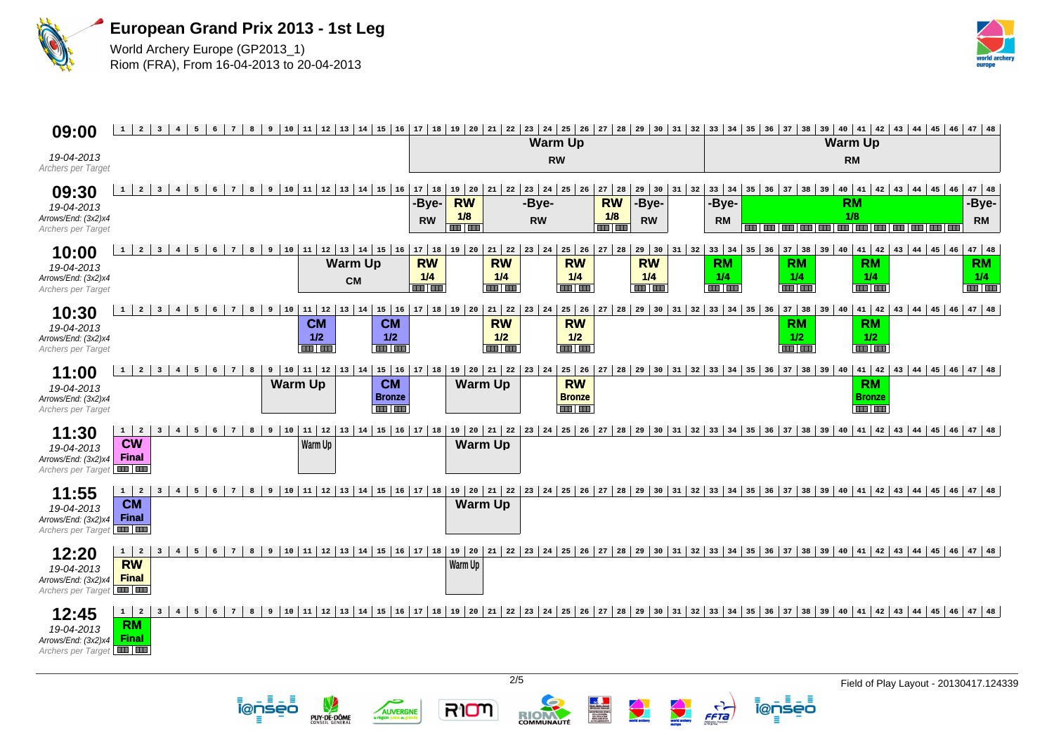# European Grand Prix 2013 - 1st Leg

World Archery Europe (GP2013_1)
Riom (FRA), From 16-04-2013 to 20-04-2013

## 09:00
*19-04-2013*
*Archers per Target*

| Targets | Event |
|---|---|
| 17–32 | Warm Up RW |
| 33–48 | Warm Up RM |

## 09:30
*19-04-2013*
*Arrows/End: (3x2)x4*
*Archers per Target*

| Targets | Event |
|---|---|
| 17–18 | -Bye- RW |
| 19–20 | RW 1/8 |
| 21–26 | -Bye- RW |
| 27–28 | RW 1/8 |
| 29–30 | -Bye- RW |
| 33–34 | -Bye- RM |
| 35–46 | RM 1/8 |
| 47–48 | -Bye- RM |

## 10:00
*19-04-2013*
*Arrows/End: (3x2)x4*
*Archers per Target*

| Targets | Event |
|---|---|
| 11–16 | Warm Up CM |
| 17–18 | RW 1/4 |
| 21–22 | RW 1/4 |
| 25–26 | RW 1/4 |
| 29–30 | RW 1/4 |
| 33–34 | RM 1/4 |
| 37–38 | RM 1/4 |
| 41–42 | RM 1/4 |
| 47–48 | RM 1/4 |

## 10:30
*19-04-2013*
*Arrows/End: (3x2)x4*
*Archers per Target*

| Targets | Event |
|---|---|
| 11–12 | CM 1/2 |
| 15–16 | CM 1/2 |
| 21–22 | RW 1/2 |
| 25–26 | RW 1/2 |
| 37–38 | RM 1/2 |
| 41–42 | RM 1/2 |

## 11:00
*19-04-2013*
*Arrows/End: (3x2)x4*
*Archers per Target*

| Targets | Event |
|---|---|
| 9–12 | Warm Up |
| 15–16 | CM Bronze |
| 19–22 | Warm Up |
| 25–26 | RW Bronze |
| 41–42 | RM Bronze |

## 11:30
*19-04-2013*
*Arrows/End: (3x2)x4*
*Archers per Target*

| Targets | Event |
|---|---|
| 1–2 | CW Final |
| 11–12 | Warm Up |
| 19–22 | Warm Up |

## 11:55
*19-04-2013*
*Arrows/End: (3x2)x4*
*Archers per Target*

| Targets | Event |
|---|---|
| 1–2 | CM Final |
| 19–22 | Warm Up |

## 12:20
*19-04-2013*
*Arrows/End: (3x2)x4*
*Archers per Target*

| Targets | Event |
|---|---|
| 1–2 | RW Final |
| 19–20 | Warm Up |

## 12:45
*19-04-2013*
*Arrows/End: (3x2)x4*
*Archers per Target*

| Targets | Event |
|---|---|
| 1–2 | RM Final |

Field of Play Layout - 20130417.124339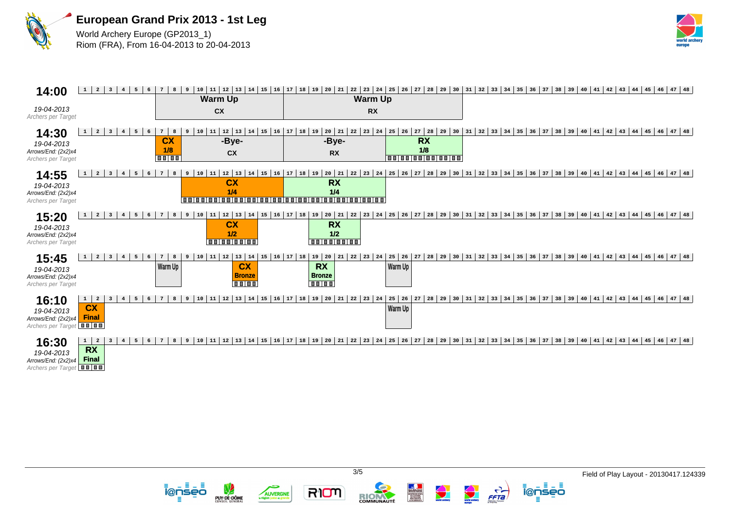# European Grand Prix 2013 - 1st Leg

World Archery Europe (GP2013_1)
Riom (FRA), From 16-04-2013 to 20-04-2013

| Time | Date | Details | Targets | Event |
|---|---|---|---|---|
| 14:00 | 19-04-2013 | Archers per Target | 7–16 | Warm Up CX |
| | | | 17–30 | Warm Up RX |
| 14:30 | 19-04-2013 | Arrows/End: (2x2)x4, Archers per Target | 7–8 | CX 1/8 |
| | | | 9–16 | -Bye- CX |
| | | | 17–24 | -Bye- RX |
| | | | 25–30 | RX 1/8 |
| 14:55 | 19-04-2013 | Arrows/End: (2x2)x4, Archers per Target | 9–16 | CX 1/4 |
| | | | 17–24 | RX 1/4 |
| 15:20 | 19-04-2013 | Arrows/End: (2x2)x4, Archers per Target | 11–14 | CX 1/2 |
| | | | 19–22 | RX 1/2 |
| 15:45 | 19-04-2013 | Arrows/End: (2x2)x4, Archers per Target | 7–8 | Warm Up |
| | | | 13–14 | CX Bronze |
| | | | 19–20 | RX Bronze |
| | | | 25–26 | Warm Up |
| 16:10 | 19-04-2013 | Arrows/End: (2x2)x4, Archers per Target | 1–2 | CX Final |
| | | | 25–26 | Warm Up |
| 16:30 | 19-04-2013 | Arrows/End: (2x2)x4, Archers per Target | 1–2 | RX Final |

Field of Play Layout - 20130417.124339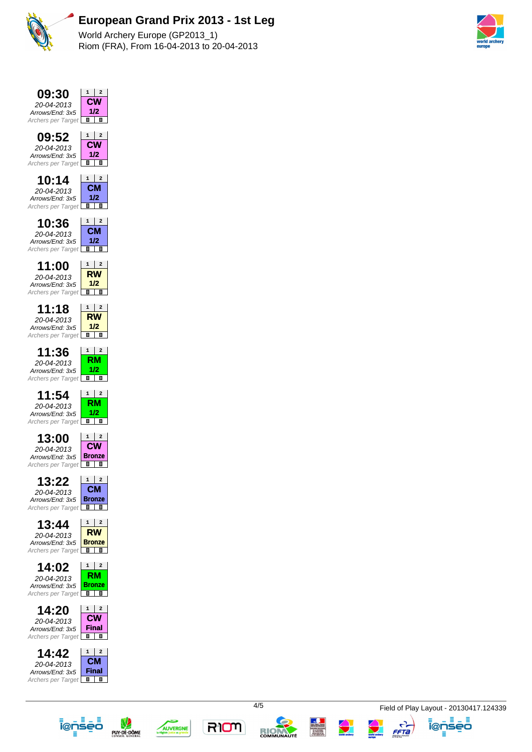# European Grand Prix 2013 - 1st Leg

World Archery Europe (GP2013_1)
Riom (FRA), From 16-04-2013 to 20-04-2013

| Time | Date | Arrows/End | Archers per Target | Target 1 | Target 2 | Event | Phase |
|---|---|---|---|---|---|---|---|
| 09:30 | 20-04-2013 | 3x5 | 1 / 1 | 1 | 2 | CW | 1/2 |
| 09:52 | 20-04-2013 | 3x5 | 1 / 1 | 1 | 2 | CW | 1/2 |
| 10:14 | 20-04-2013 | 3x5 | 1 / 1 | 1 | 2 | CM | 1/2 |
| 10:36 | 20-04-2013 | 3x5 | 1 / 1 | 1 | 2 | CM | 1/2 |
| 11:00 | 20-04-2013 | 3x5 | 1 / 1 | 1 | 2 | RW | 1/2 |
| 11:18 | 20-04-2013 | 3x5 | 1 / 1 | 1 | 2 | RW | 1/2 |
| 11:36 | 20-04-2013 | 3x5 | 1 / 1 | 1 | 2 | RM | 1/2 |
| 11:54 | 20-04-2013 | 3x5 | 1 / 1 | 1 | 2 | RM | 1/2 |
| 13:00 | 20-04-2013 | 3x5 | 1 / 1 | 1 | 2 | CW | Bronze |
| 13:22 | 20-04-2013 | 3x5 | 1 / 1 | 1 | 2 | CM | Bronze |
| 13:44 | 20-04-2013 | 3x5 | 1 / 1 | 1 | 2 | RW | Bronze |
| 14:02 | 20-04-2013 | 3x5 | 1 / 1 | 1 | 2 | RM | Bronze |
| 14:20 | 20-04-2013 | 3x5 | 1 / 1 | 1 | 2 | CW | Final |
| 14:42 | 20-04-2013 | 3x5 | 1 / 1 | 1 | 2 | CM | Final |

Field of Play Layout - 20130417.124339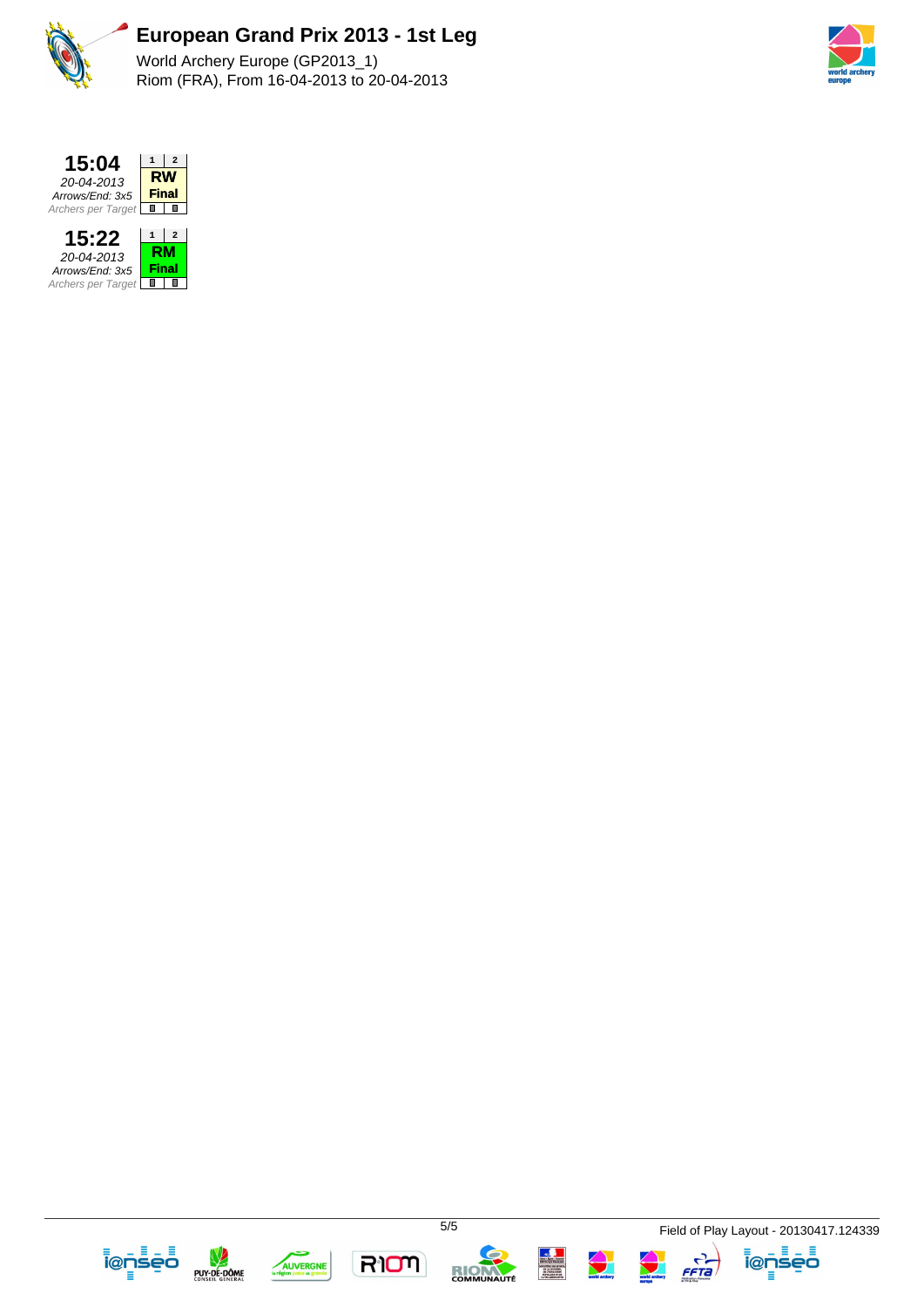**15:04**
*20-04-2013*
*Arrows/End: 3x5*
*Archers per Target*

| 1 | 2 |
|---|---|
| **RW Final** | |

**15:22**
*20-04-2013*
*Arrows/End: 3x5*
*Archers per Target*

| 1 | 2 |
|---|---|
| **RM Final** | |

Field of Play Layout - 20130417.124339